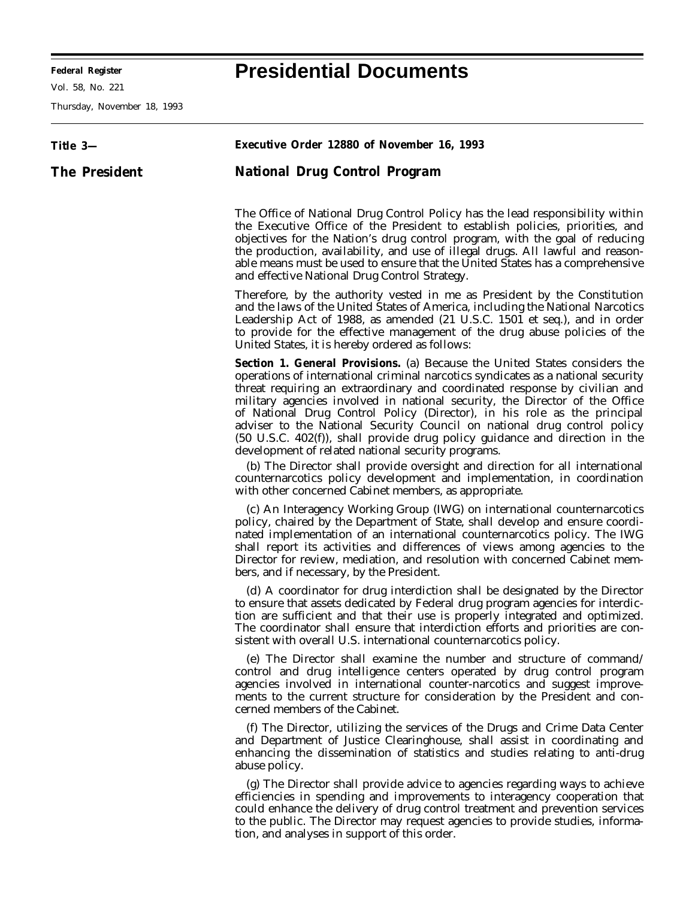# Presidential Documents

**Title 3—**

**The President**

**Executive Order 12880 of November 16, 1993**

## National Drug Control Program

The Office of National Drug Control Policy has the lead responsibility within the Executive Office of the President to establish policies, priorities, and objectives for the Nation's drug control program, with the goal of reducing the production, availability, and use of illegal drugs. All lawful and reasonable means must be used to ensure that the United States has a comprehensive and effective National Drug Control Strategy.

Therefore, by the authority vested in me as President by the Constitution and the laws of the United States of America, including the National Narcotics Leadership Act of 1988, as amended (21 U.S.C. 1501 et seq.), and in order to provide for the effective management of the drug abuse policies of the United States, it is hereby ordered as follows:

**Section 1. General Provisions.** (a) Because the United States considers the operations of international criminal narcotics syndicates as a national security threat requiring an extraordinary and coordinated response by civilian and military agencies involved in national security, the Director of the Office of National Drug Control Policy (Director), in his role as the principal adviser to the National Security Council on national drug control policy (50 U.S.C. 402(f)), shall provide drug policy guidance and direction in the development of related national security programs.

(b) The Director shall provide oversight and direction for all international counternarcotics policy development and implementation, in coordination with other concerned Cabinet members, as appropriate.

(c) An Interagency Working Group (IWG) on international counternarcotics policy, chaired by the Department of State, shall develop and ensure coordinated implementation of an international counternarcotics policy. The IWG shall report its activities and differences of views among agencies to the Director for review, mediation, and resolution with concerned Cabinet members, and if necessary, by the President.

(d) A coordinator for drug interdiction shall be designated by the Director to ensure that assets dedicated by Federal drug program agencies for interdiction are sufficient and that their use is properly integrated and optimized. The coordinator shall ensure that interdiction efforts and priorities are consistent with overall U.S. international counternarcotics policy.

(e) The Director shall examine the number and structure of command/control and drug intelligence centers operated by drug control program agencies involved in international counter-narcotics and suggest improvements to the current structure for consideration by the President and concerned members of the Cabinet.

(f) The Director, utilizing the services of the Drugs and Crime Data Center and Department of Justice Clearinghouse, shall assist in coordinating and enhancing the dissemination of statistics and studies relating to anti-drug abuse policy.

(g) The Director shall provide advice to agencies regarding ways to achieve efficiencies in spending and improvements to interagency cooperation that could enhance the delivery of drug control treatment and prevention services to the public. The Director may request agencies to provide studies, information, and analyses in support of this order.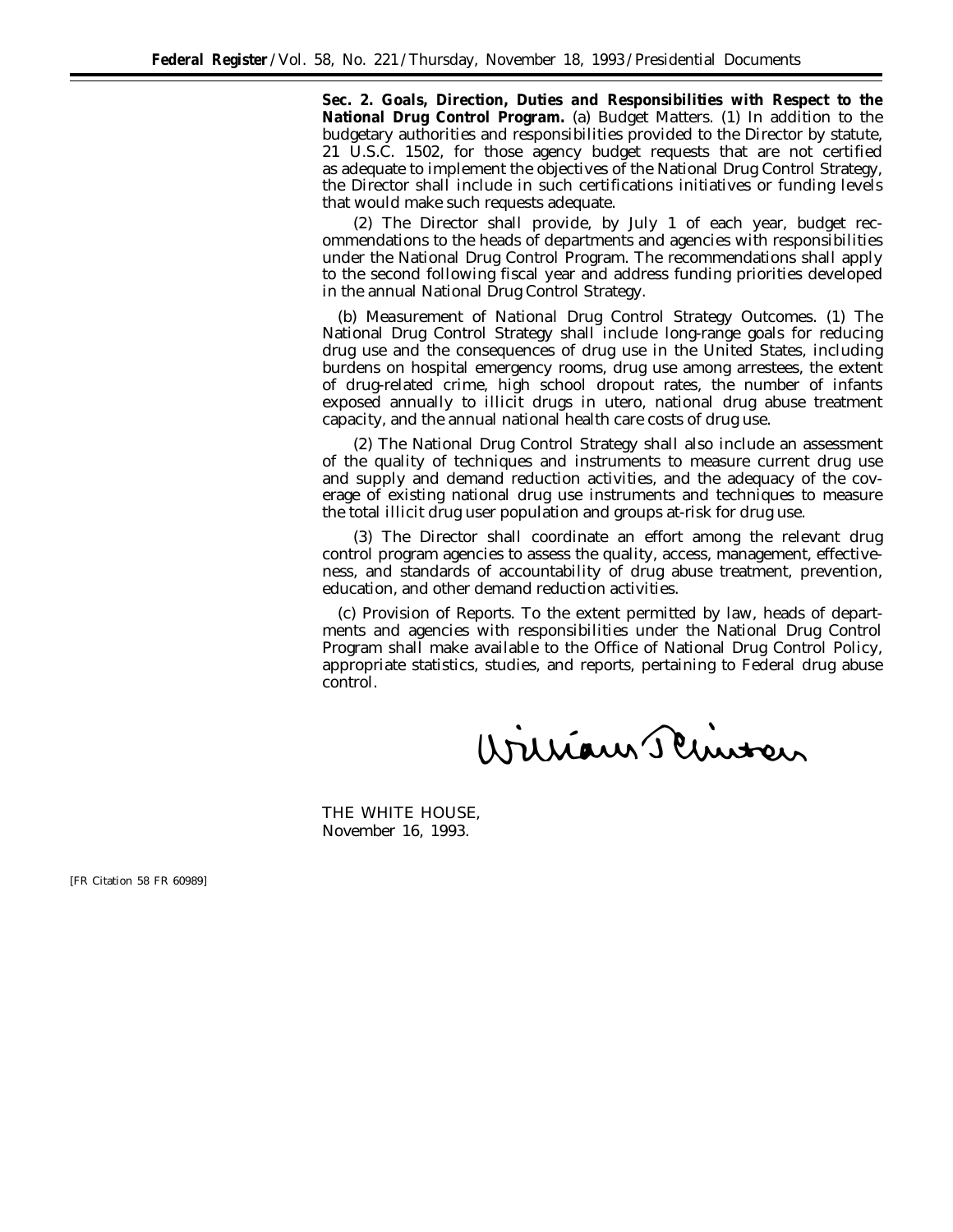**Sec. 2. Goals, Direction, Duties and Responsibilities with Respect to the National Drug Control Program.** (a) Budget Matters. (1) In addition to the budgetary authorities and responsibilities provided to the Director by statute, 21 U.S.C. 1502, for those agency budget requests that are not certified as adequate to implement the objectives of the National Drug Control Strategy, the Director shall include in such certifications initiatives or funding levels that would make such requests adequate.

(2) The Director shall provide, by July 1 of each year, budget recommendations to the heads of departments and agencies with responsibilities under the National Drug Control Program. The recommendations shall apply to the second following fiscal year and address funding priorities developed in the annual National Drug Control Strategy.

(b) Measurement of National Drug Control Strategy Outcomes. (1) The National Drug Control Strategy shall include long-range goals for reducing drug use and the consequences of drug use in the United States, including burdens on hospital emergency rooms, drug use among arrestees, the extent of drug-related crime, high school dropout rates, the number of infants exposed annually to illicit drugs in utero, national drug abuse treatment capacity, and the annual national health care costs of drug use.

(2) The National Drug Control Strategy shall also include an assessment of the quality of techniques and instruments to measure current drug use and supply and demand reduction activities, and the adequacy of the coverage of existing national drug use instruments and techniques to measure the total illicit drug user population and groups at-risk for drug use.

(3) The Director shall coordinate an effort among the relevant drug control program agencies to assess the quality, access, management, effectiveness, and standards of accountability of drug abuse treatment, prevention, education, and other demand reduction activities.

(c) Provision of Reports. To the extent permitted by law, heads of departments and agencies with responsibilities under the National Drug Control Program shall make available to the Office of National Drug Control Policy, appropriate statistics, studies, and reports, pertaining to Federal drug abuse control.

William J. Clinton

THE WHITE HOUSE,
November 16, 1993.

[FR Citation 58 FR 60989]